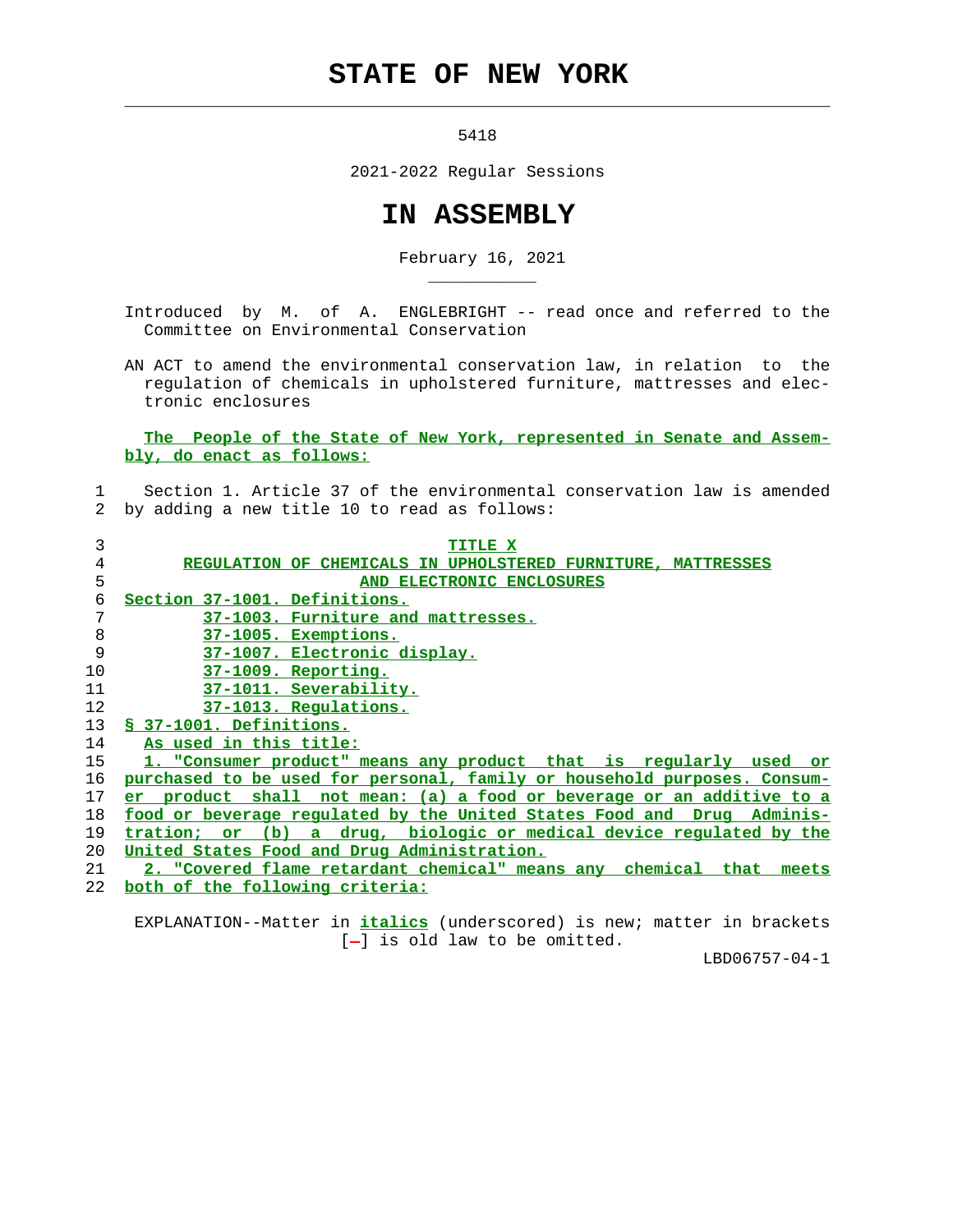# STATE OF NEW YORK

5418

2021-2022 Regular Sessions

# IN ASSEMBLY

February 16, 2021

Introduced by M. of A. ENGLEBRIGHT -- read once and referred to the Committee on Environmental Conservation

AN ACT to amend the environmental conservation law, in relation to the regulation of chemicals in upholstered furniture, mattresses and electronic enclosures

The People of the State of New York, represented in Senate and Assembly, do enact as follows:

Section 1. Article 37 of the environmental conservation law is amended by adding a new title 10 to read as follows:

TITLE X
REGULATION OF CHEMICALS IN UPHOLSTERED FURNITURE, MATTRESSES AND ELECTRONIC ENCLOSURES

Section 37-1001. Definitions.
37-1003. Furniture and mattresses.
37-1005. Exemptions.
37-1007. Electronic display.
37-1009. Reporting.
37-1011. Severability.
37-1013. Regulations.

§ 37-1001. Definitions.

As used in this title:

1. "Consumer product" means any product that is regularly used or purchased to be used for personal, family or household purposes. Consumer product shall not mean: (a) a food or beverage or an additive to a food or beverage regulated by the United States Food and Drug Administration; or (b) a drug, biologic or medical device regulated by the United States Food and Drug Administration.

2. "Covered flame retardant chemical" means any chemical that meets both of the following criteria:

EXPLANATION--Matter in *italics* (underscored) is new; matter in brackets [-] is old law to be omitted.

LBD06757-04-1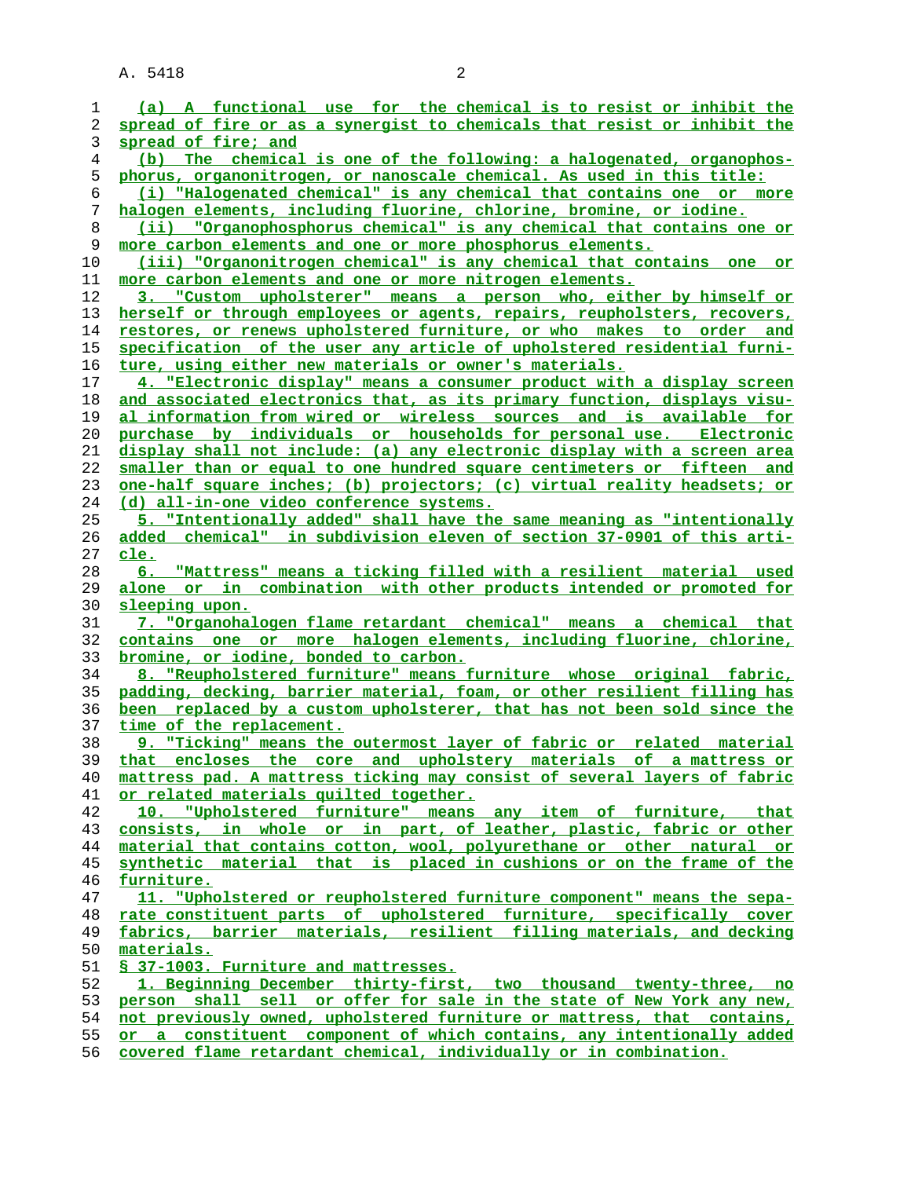(a) A functional use for the chemical is to resist or inhibit the spread of fire or as a synergist to chemicals that resist or inhibit the spread of fire; and

(b) The chemical is one of the following: a halogenated, organophosphorus, organonitrogen, or nanoscale chemical. As used in this title:

(i) "Halogenated chemical" is any chemical that contains one or more halogen elements, including fluorine, chlorine, bromine, or iodine.

(ii) "Organophosphorus chemical" is any chemical that contains one or more carbon elements and one or more phosphorus elements.

(iii) "Organonitrogen chemical" is any chemical that contains one or more carbon elements and one or more nitrogen elements.

3. "Custom upholsterer" means a person who, either by himself or herself or through employees or agents, repairs, reupholsters, recovers, restores, or renews upholstered furniture, or who makes to order and specification of the user any article of upholstered residential furniture, using either new materials or owner's materials.

4. "Electronic display" means a consumer product with a display screen and associated electronics that, as its primary function, displays visual information from wired or wireless sources and is available for purchase by individuals or households for personal use. Electronic display shall not include: (a) any electronic display with a screen area smaller than or equal to one hundred square centimeters or fifteen and one-half square inches; (b) projectors; (c) virtual reality headsets; or (d) all-in-one video conference systems.

5. "Intentionally added" shall have the same meaning as "intentionally added chemical" in subdivision eleven of section 37-0901 of this article.

6. "Mattress" means a ticking filled with a resilient material used alone or in combination with other products intended or promoted for sleeping upon.

7. "Organohalogen flame retardant chemical" means a chemical that contains one or more halogen elements, including fluorine, chlorine, bromine, or iodine, bonded to carbon.

8. "Reupholstered furniture" means furniture whose original fabric, padding, decking, barrier material, foam, or other resilient filling has been replaced by a custom upholsterer, that has not been sold since the time of the replacement.

9. "Ticking" means the outermost layer of fabric or related material that encloses the core and upholstery materials of a mattress or mattress pad. A mattress ticking may consist of several layers of fabric or related materials quilted together.

10. "Upholstered furniture" means any item of furniture, that consists, in whole or in part, of leather, plastic, fabric or other material that contains cotton, wool, polyurethane or other natural or synthetic material that is placed in cushions or on the frame of the furniture.

11. "Upholstered or reupholstered furniture component" means the separate constituent parts of upholstered furniture, specifically cover fabrics, barrier materials, resilient filling materials, and decking materials.

§ 37-1003. Furniture and mattresses.

1. Beginning December thirty-first, two thousand twenty-three, no person shall sell or offer for sale in the state of New York any new, not previously owned, upholstered furniture or mattress, that contains, or a constituent component of which contains, any intentionally added covered flame retardant chemical, individually or in combination.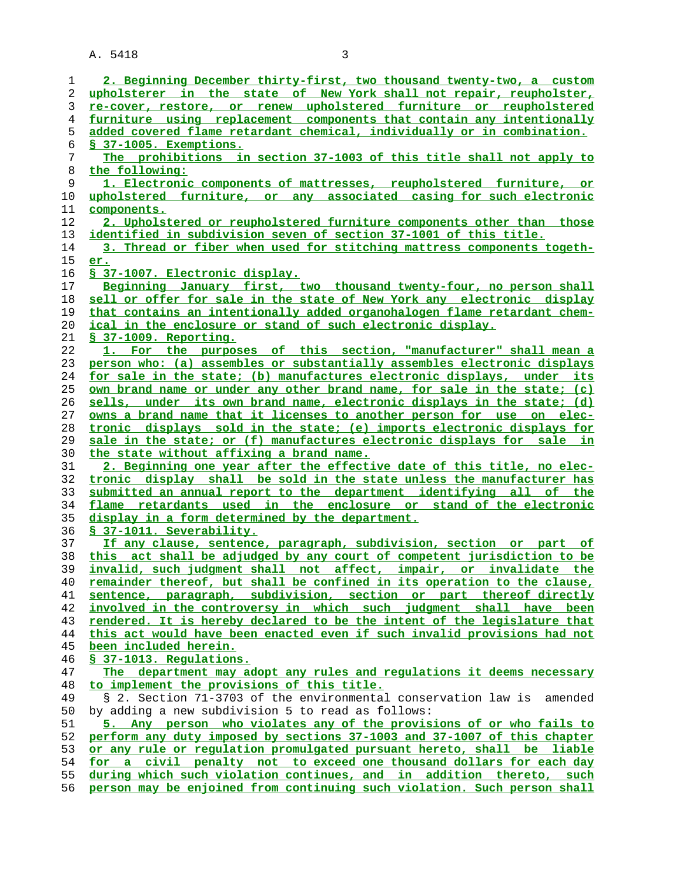2. Beginning December thirty-first, two thousand twenty-two, a custom upholsterer in the state of New York shall not repair, reupholster, re-cover, restore, or renew upholstered furniture or reupholstered furniture using replacement components that contain any intentionally added covered flame retardant chemical, individually or in combination.

§ 37-1005. Exemptions.

The prohibitions in section 37-1003 of this title shall not apply to the following:

1. Electronic components of mattresses, reupholstered furniture, or upholstered furniture, or any associated casing for such electronic components.

2. Upholstered or reupholstered furniture components other than those identified in subdivision seven of section 37-1001 of this title.

3. Thread or fiber when used for stitching mattress components together.

§ 37-1007. Electronic display.

Beginning January first, two thousand twenty-four, no person shall sell or offer for sale in the state of New York any electronic display that contains an intentionally added organohalogen flame retardant chemical in the enclosure or stand of such electronic display.

§ 37-1009. Reporting.

1. For the purposes of this section, "manufacturer" shall mean a person who: (a) assembles or substantially assembles electronic displays for sale in the state; (b) manufactures electronic displays, under its own brand name or under any other brand name, for sale in the state; (c) sells, under its own brand name, electronic displays in the state; (d) owns a brand name that it licenses to another person for use on electronic displays sold in the state; (e) imports electronic displays for sale in the state; or (f) manufactures electronic displays for sale in the state without affixing a brand name.

2. Beginning one year after the effective date of this title, no electronic display shall be sold in the state unless the manufacturer has submitted an annual report to the department identifying all of the flame retardants used in the enclosure or stand of the electronic display in a form determined by the department.

§ 37-1011. Severability.

If any clause, sentence, paragraph, subdivision, section or part of this act shall be adjudged by any court of competent jurisdiction to be invalid, such judgment shall not affect, impair, or invalidate the remainder thereof, but shall be confined in its operation to the clause, sentence, paragraph, subdivision, section or part thereof directly involved in the controversy in which such judgment shall have been rendered. It is hereby declared to be the intent of the legislature that this act would have been enacted even if such invalid provisions had not been included herein.

§ 37-1013. Regulations.

The department may adopt any rules and regulations it deems necessary to implement the provisions of this title.

§ 2. Section 71-3703 of the environmental conservation law is amended by adding a new subdivision 5 to read as follows:

5. Any person who violates any of the provisions of or who fails to perform any duty imposed by sections 37-1003 and 37-1007 of this chapter or any rule or regulation promulgated pursuant hereto, shall be liable for a civil penalty not to exceed one thousand dollars for each day during which such violation continues, and in addition thereto, such person may be enjoined from continuing such violation. Such person shall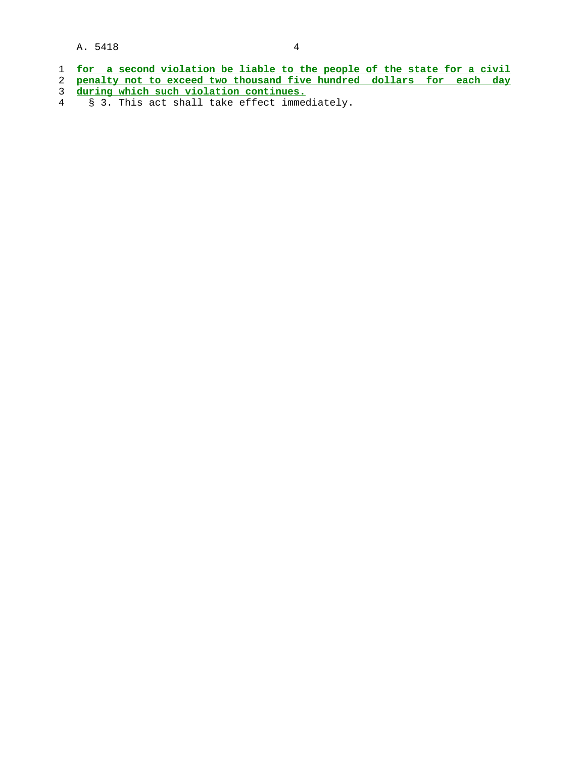for a second violation be liable to the people of the state for a civil penalty not to exceed two thousand five hundred dollars for each day during which such violation continues.

§ 3. This act shall take effect immediately.